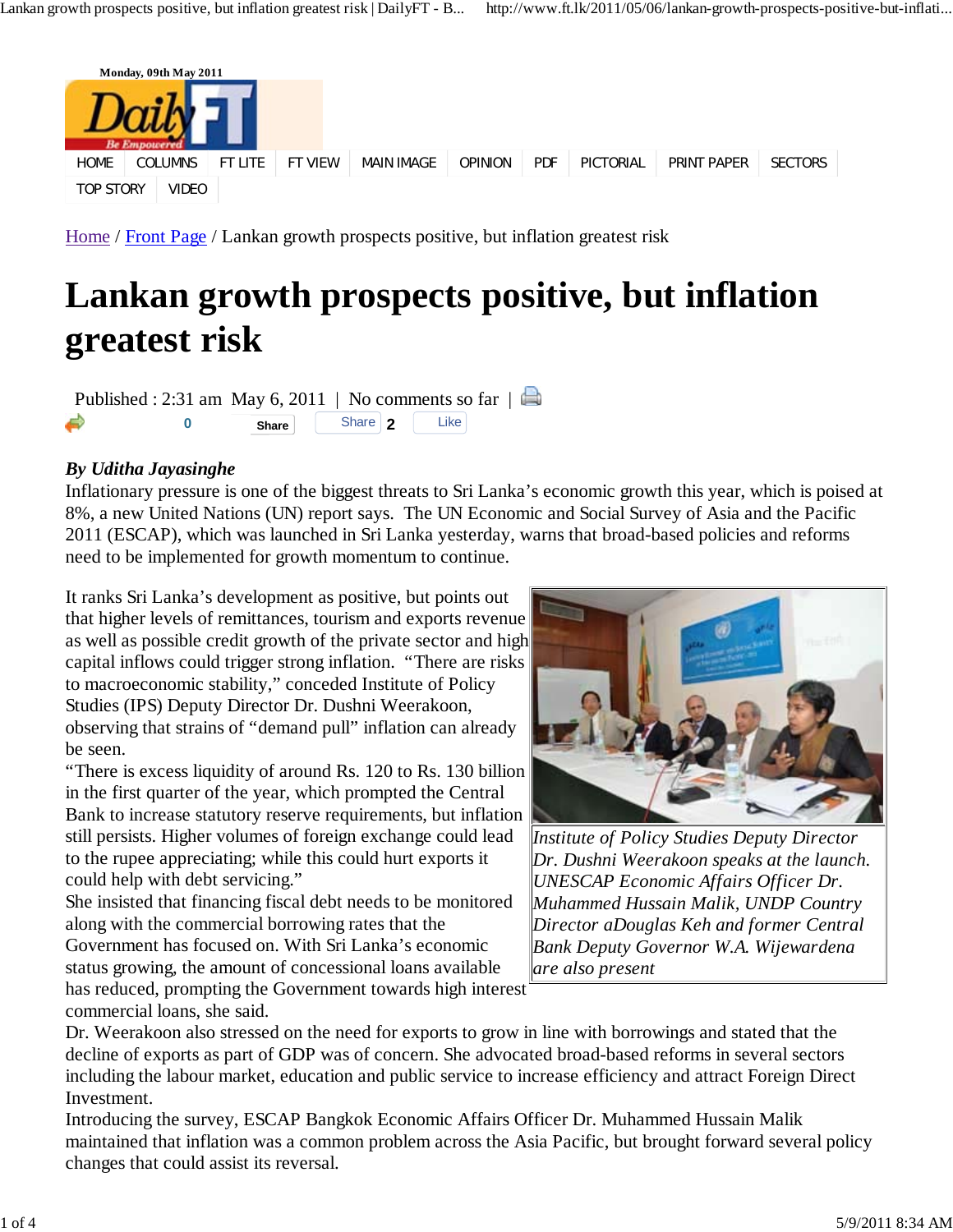Monday, 09th May 2011

HOME | COLUMNS | FT LITE | FT VIEW | MAIN IMAGE | OPINION | PDF | PICTORIAL | PRINT PAPER | SECTORS | TOP STORY | VIDEO

Home / Front Page / Lankan growth prospects positive, but inflation greatest risk

# Lankan growth prospects positive, but inflation greatest risk

Published : 2:31 am May 6, 2011 | No comments so far |

***By Uditha Jayasinghe***

Inflationary pressure is one of the biggest threats to Sri Lanka's economic growth this year, which is poised at 8%, a new United Nations (UN) report says. The UN Economic and Social Survey of Asia and the Pacific 2011 (ESCAP), which was launched in Sri Lanka yesterday, warns that broad-based policies and reforms need to be implemented for growth momentum to continue.

It ranks Sri Lanka's development as positive, but points out that higher levels of remittances, tourism and exports revenue as well as possible credit growth of the private sector and high capital inflows could trigger strong inflation. "There are risks to macroeconomic stability," conceded Institute of Policy Studies (IPS) Deputy Director Dr. Dushni Weerakoon, observing that strains of "demand pull" inflation can already be seen.

"There is excess liquidity of around Rs. 120 to Rs. 130 billion in the first quarter of the year, which prompted the Central Bank to increase statutory reserve requirements, but inflation still persists. Higher volumes of foreign exchange could lead to the rupee appreciating; while this could hurt exports it could help with debt servicing."

*Institute of Policy Studies Deputy Director Dr. Dushni Weerakoon speaks at the launch. UNESCAP Economic Affairs Officer Dr. Muhammed Hussain Malik, UNDP Country Director aDouglas Keh and former Central Bank Deputy Governor W.A. Wijewardena are also present*

She insisted that financing fiscal debt needs to be monitored along with the commercial borrowing rates that the Government has focused on. With Sri Lanka's economic status growing, the amount of concessional loans available has reduced, prompting the Government towards high interest commercial loans, she said.

Dr. Weerakoon also stressed on the need for exports to grow in line with borrowings and stated that the decline of exports as part of GDP was of concern. She advocated broad-based reforms in several sectors including the labour market, education and public service to increase efficiency and attract Foreign Direct Investment.

Introducing the survey, ESCAP Bangkok Economic Affairs Officer Dr. Muhammed Hussain Malik maintained that inflation was a common problem across the Asia Pacific, but brought forward several policy changes that could assist its reversal.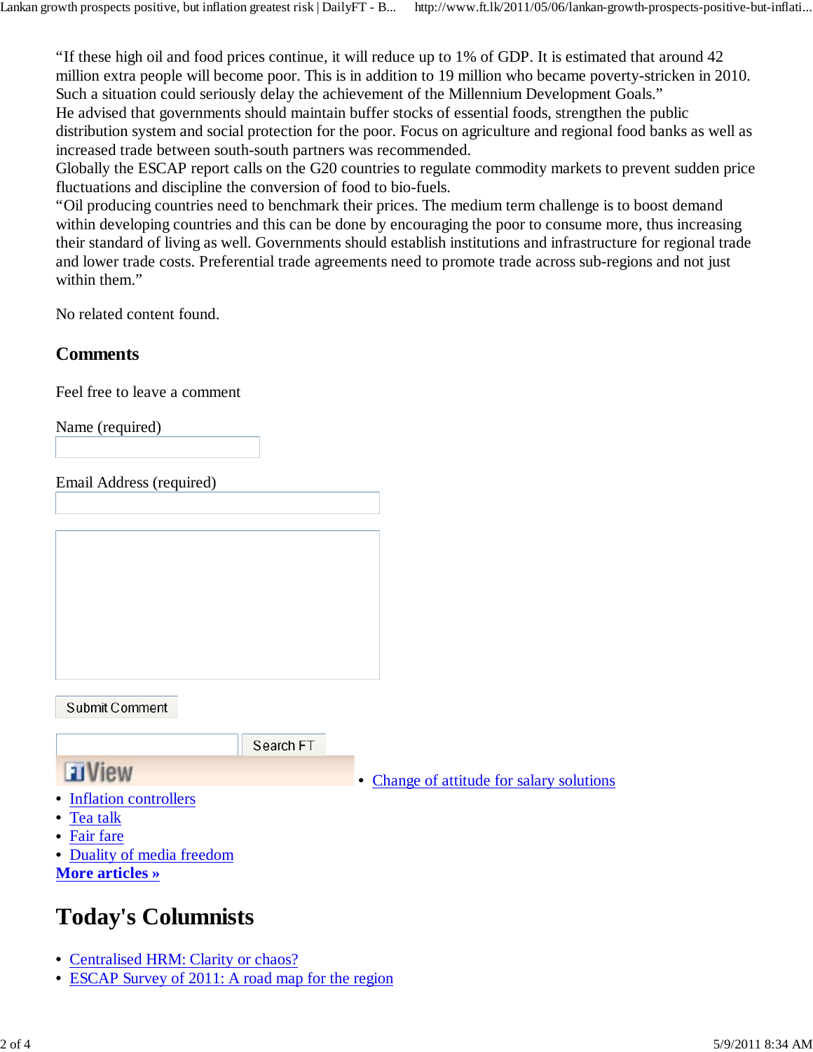"If these high oil and food prices continue, it will reduce up to 1% of GDP. It is estimated that around 42 million extra people will become poor. This is in addition to 19 million who became poverty-stricken in 2010. Such a situation could seriously delay the achievement of the Millennium Development Goals."

He advised that governments should maintain buffer stocks of essential foods, strengthen the public distribution system and social protection for the poor. Focus on agriculture and regional food banks as well as increased trade between south-south partners was recommended.

Globally the ESCAP report calls on the G20 countries to regulate commodity markets to prevent sudden price fluctuations and discipline the conversion of food to bio-fuels.

"Oil producing countries need to benchmark their prices. The medium term challenge is to boost demand within developing countries and this can be done by encouraging the poor to consume more, thus increasing their standard of living as well. Governments should establish institutions and infrastructure for regional trade and lower trade costs. Preferential trade agreements need to promote trade across sub-regions and not just within them."

No related content found.

### Comments

Feel free to leave a comment

Name (required)

Email Address (required)

Submit Comment

Search FT

FT View

- Change of attitude for salary solutions
- Inflation controllers
- Tea talk
- Fair fare
- Duality of media freedom

**More articles »**

## Today's Columnists

- Centralised HRM: Clarity or chaos?
- ESCAP Survey of 2011: A road map for the region